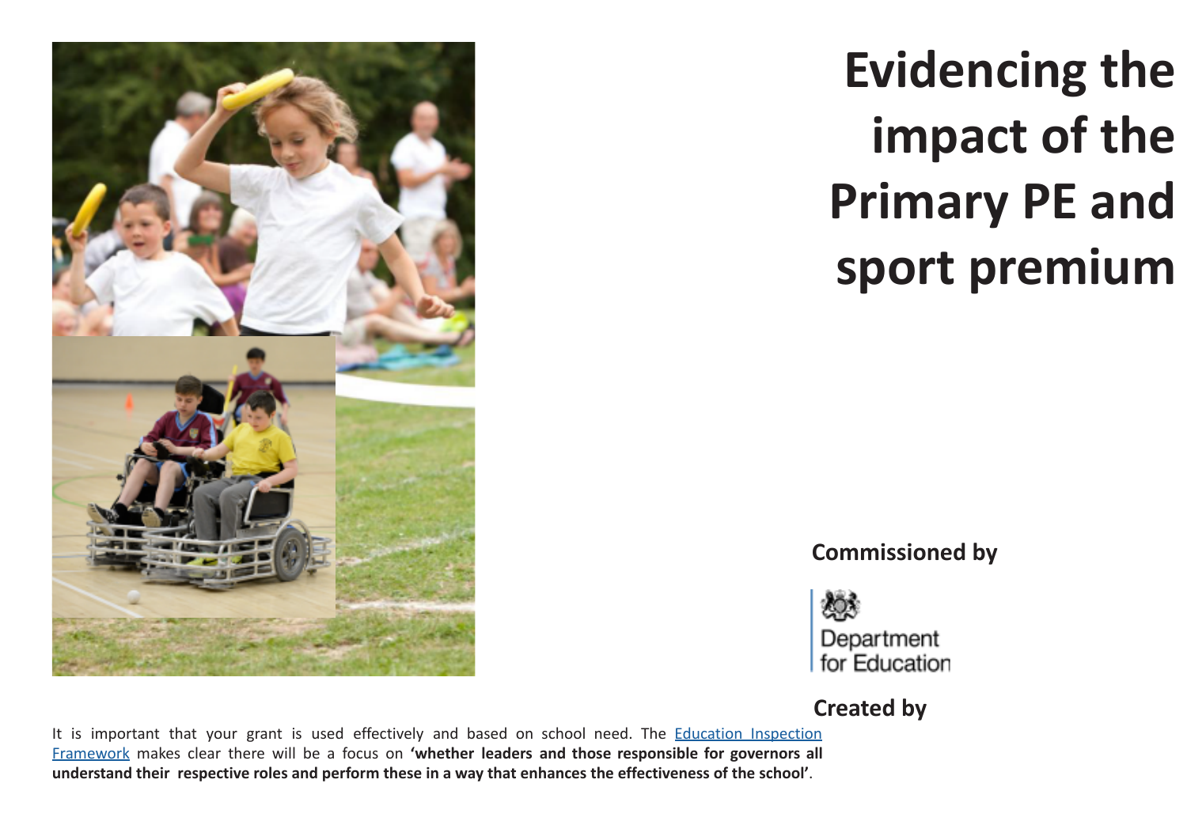# Evidencing the impact of the Primary PE and sport premium

**Commissioned by**

Department for Education

**Created by**

It is important that your grant is used effectively and based on school need. The [Education Inspection Framework](Education Inspection Framework) makes clear there will be a focus on **'whether leaders and those responsible for governors all understand their respective roles and perform these in a way that enhances the effectiveness of the school'**.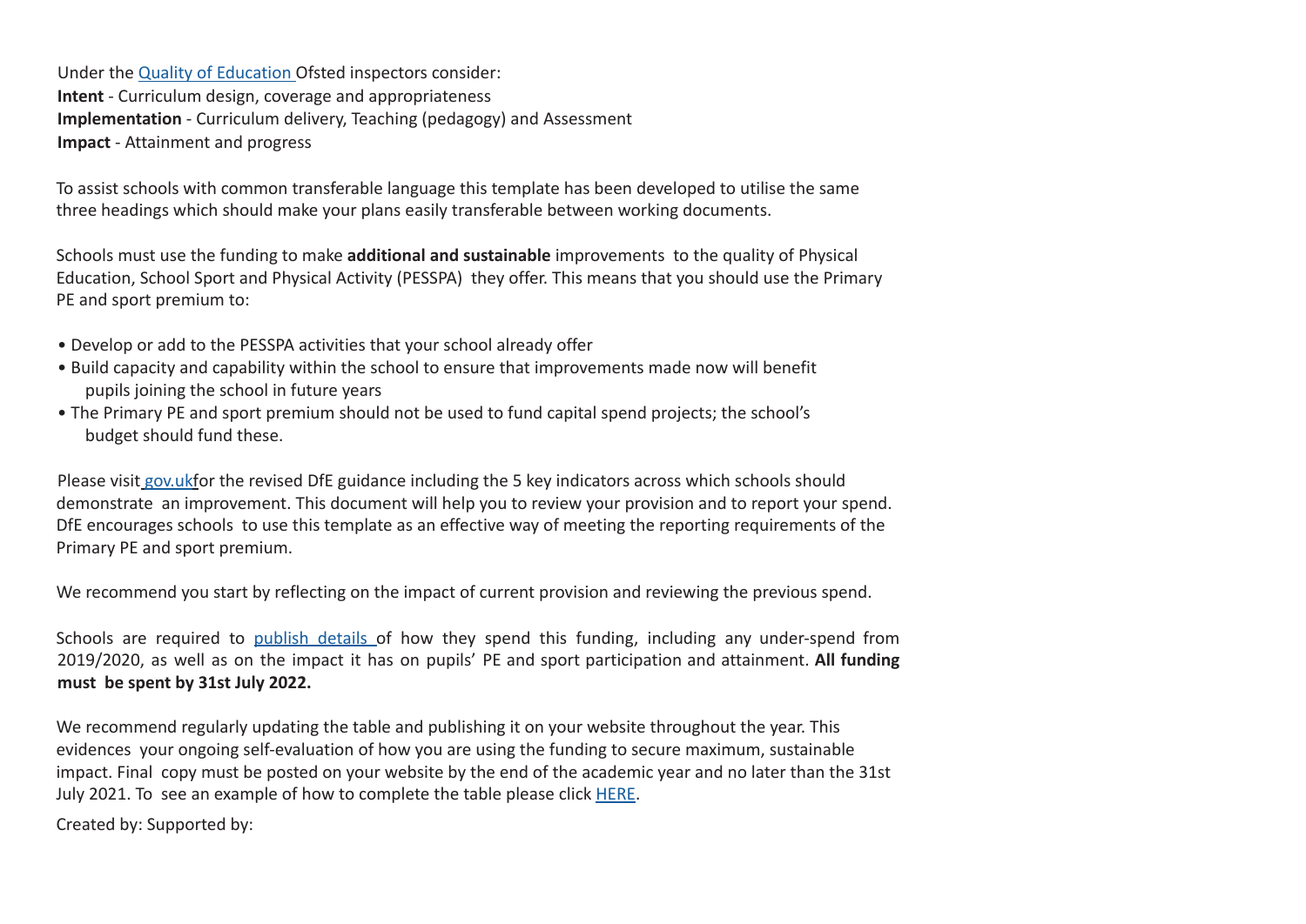Under the Quality of Education Ofsted inspectors consider:
**Intent** - Curriculum design, coverage and appropriateness
**Implementation** - Curriculum delivery, Teaching (pedagogy) and Assessment
**Impact** - Attainment and progress

To assist schools with common transferable language this template has been developed to utilise the same three headings which should make your plans easily transferable between working documents.

Schools must use the funding to make **additional and sustainable** improvements to the quality of Physical Education, School Sport and Physical Activity (PESSPA) they offer. This means that you should use the Primary PE and sport premium to:

- Develop or add to the PESSPA activities that your school already offer
- Build capacity and capability within the school to ensure that improvements made now will benefit pupils joining the school in future years
- The Primary PE and sport premium should not be used to fund capital spend projects; the school's budget should fund these.

Please visit gov.uk for the revised DfE guidance including the 5 key indicators across which schools should demonstrate an improvement. This document will help you to review your provision and to report your spend. DfE encourages schools to use this template as an effective way of meeting the reporting requirements of the Primary PE and sport premium.

We recommend you start by reflecting on the impact of current provision and reviewing the previous spend.

Schools are required to publish details of how they spend this funding, including any under-spend from 2019/2020, as well as on the impact it has on pupils' PE and sport participation and attainment. **All funding must be spent by 31st July 2022.**

We recommend regularly updating the table and publishing it on your website throughout the year. This evidences your ongoing self-evaluation of how you are using the funding to secure maximum, sustainable impact. Final copy must be posted on your website by the end of the academic year and no later than the 31st July 2021. To see an example of how to complete the table please click HERE.

Created by: Supported by: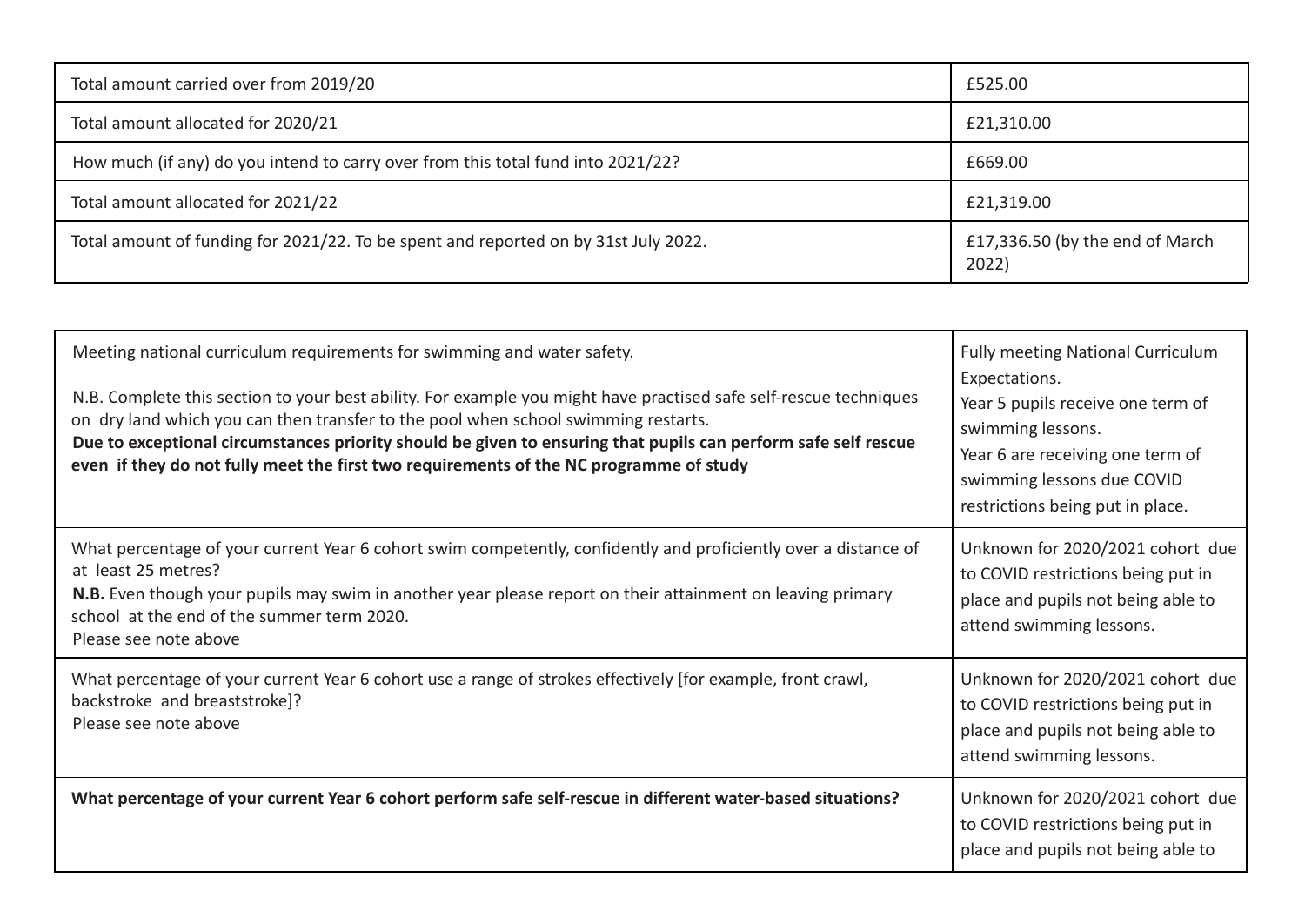| Total amount carried over from 2019/20 | £525.00 |
|---|---|
| Total amount allocated for 2020/21 | £21,310.00 |
| How much (if any) do you intend to carry over from this total fund into 2021/22? | £669.00 |
| Total amount allocated for 2021/22 | £21,319.00 |
| Total amount of funding for 2021/22. To be spent and reported on by 31st July 2022. | £17,336.50 (by the end of March 2022) |

| Meeting national curriculum requirements for swimming and water safety.<br><br>N.B. Complete this section to your best ability. For example you might have practised safe self-rescue techniques on dry land which you can then transfer to the pool when school swimming restarts.<br>**Due to exceptional circumstances priority should be given to ensuring that pupils can perform safe self rescue even if they do not fully meet the first two requirements of the NC programme of study** | Fully meeting National Curriculum Expectations.<br>Year 5 pupils receive one term of swimming lessons.<br>Year 6 are receiving one term of swimming lessons due COVID restrictions being put in place. |
|---|---|
| What percentage of your current Year 6 cohort swim competently, confidently and proficiently over a distance of at least 25 metres?<br>**N.B.** Even though your pupils may swim in another year please report on their attainment on leaving primary school at the end of the summer term 2020.<br>Please see note above | Unknown for 2020/2021 cohort due to COVID restrictions being put in place and pupils not being able to attend swimming lessons. |
| What percentage of your current Year 6 cohort use a range of strokes effectively [for example, front crawl, backstroke and breaststroke]?<br>Please see note above | Unknown for 2020/2021 cohort due to COVID restrictions being put in place and pupils not being able to attend swimming lessons. |
| **What percentage of your current Year 6 cohort perform safe self-rescue in different water-based situations?** | Unknown for 2020/2021 cohort due to COVID restrictions being put in place and pupils not being able to |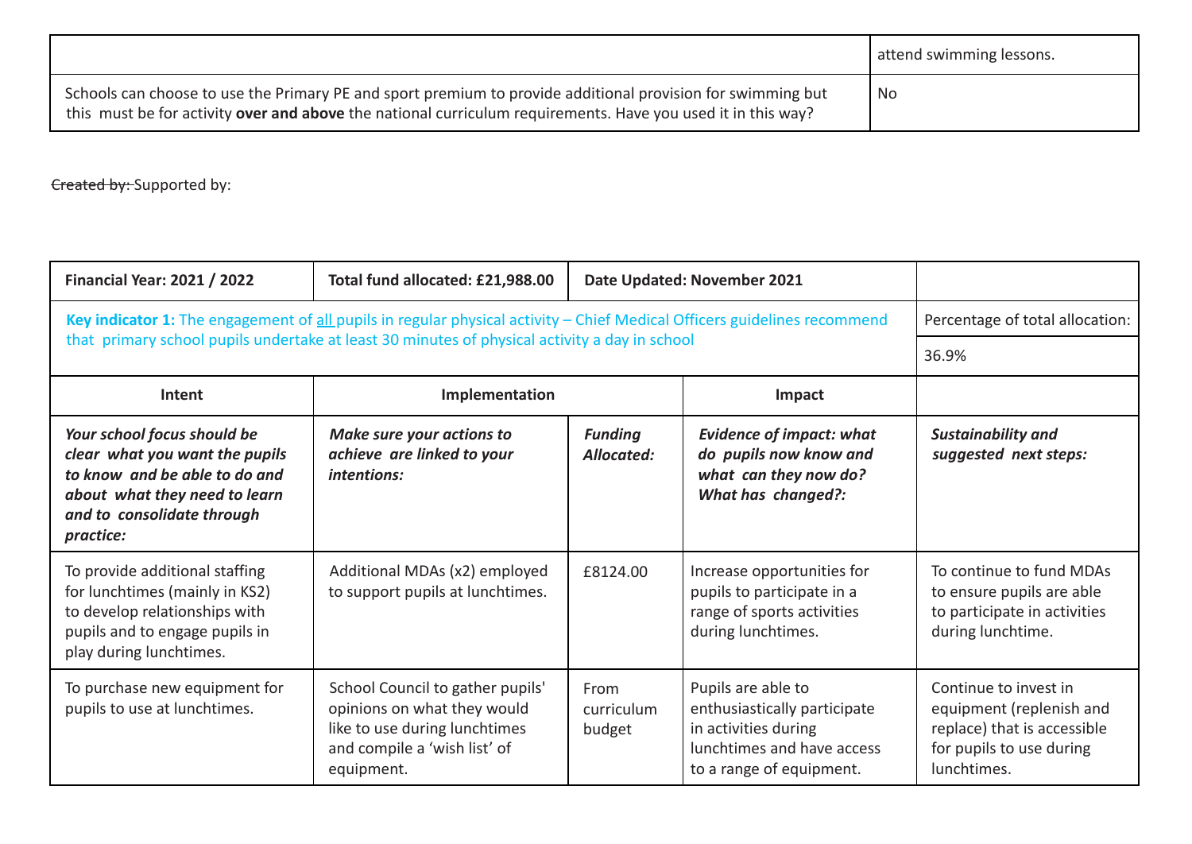| | attend swimming lessons. |
|---|---|
| Schools can choose to use the Primary PE and sport premium to provide additional provision for swimming but this must be for activity **over and above** the national curriculum requirements. Have you used it in this way? | No |

~~Created by:~~ Supported by:

| **Financial Year: 2021 / 2022** | **Total fund allocated: £21,988.00** | **Date Updated: November 2021** | | |
|---|---|---|---|---|
| **Key indicator 1:** The engagement of all pupils in regular physical activity – Chief Medical Officers guidelines recommend that primary school pupils undertake at least 30 minutes of physical activity a day in school | | | | Percentage of total allocation: 36.9% |
| **Intent** | **Implementation** | | **Impact** | |
| ***Your school focus should be clear what you want the pupils to know and be able to do and about what they need to learn and to consolidate through practice:*** | ***Make sure your actions to achieve are linked to your intentions:*** | ***Funding Allocated:*** | ***Evidence of impact: what do pupils now know and what can they now do? What has changed?:*** | ***Sustainability and suggested next steps:*** |
| To provide additional staffing for lunchtimes (mainly in KS2) to develop relationships with pupils and to engage pupils in play during lunchtimes. | Additional MDAs (x2) employed to support pupils at lunchtimes. | £8124.00 | Increase opportunities for pupils to participate in a range of sports activities during lunchtimes. | To continue to fund MDAs to ensure pupils are able to participate in activities during lunchtime. |
| To purchase new equipment for pupils to use at lunchtimes. | School Council to gather pupils' opinions on what they would like to use during lunchtimes and compile a 'wish list' of equipment. | From curriculum budget | Pupils are able to enthusiastically participate in activities during lunchtimes and have access to a range of equipment. | Continue to invest in equipment (replenish and replace) that is accessible for pupils to use during lunchtimes. |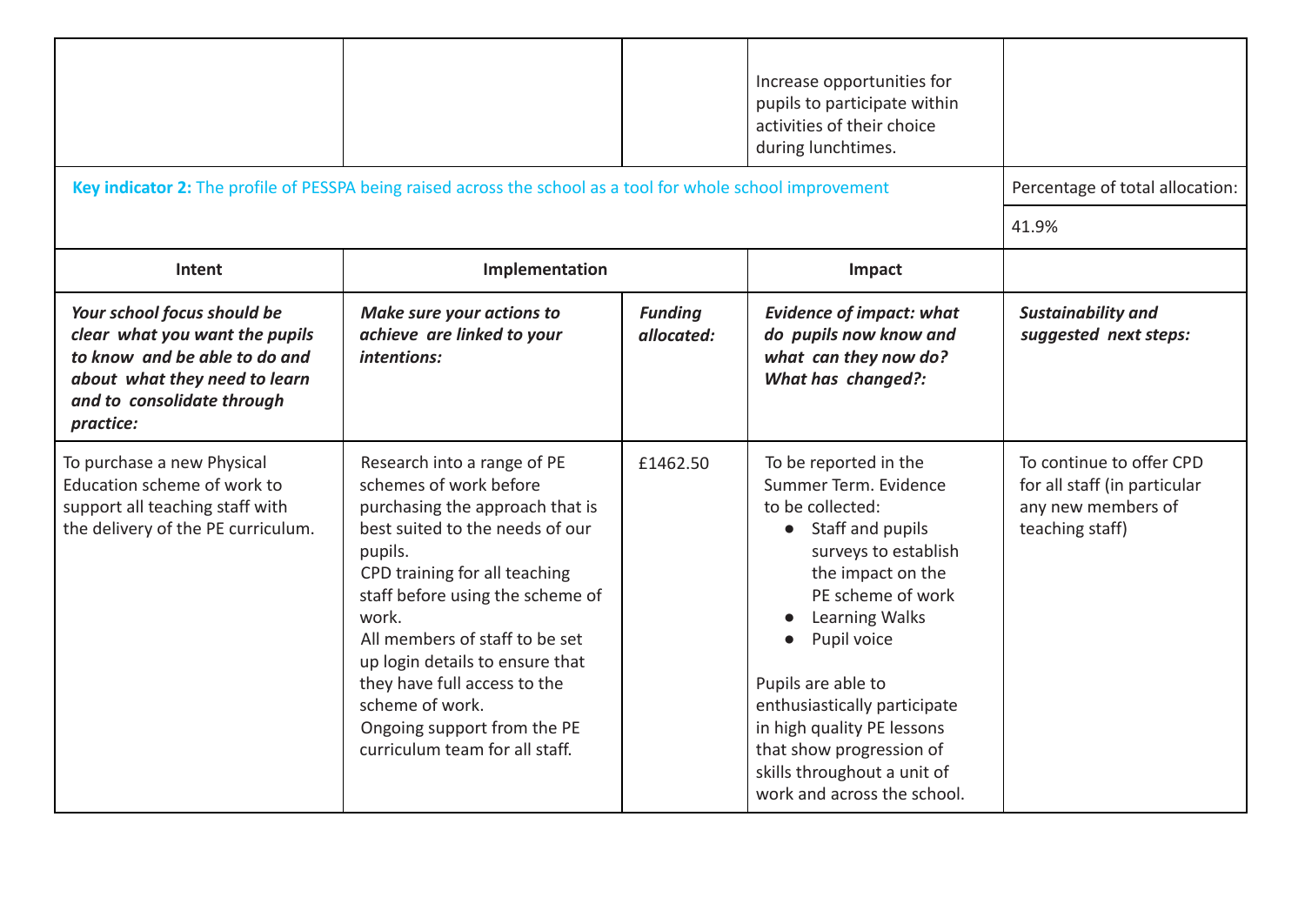| | | | Increase opportunities for pupils to participate within activities of their choice during lunchtimes. | |
|---|---|---|---|---|

| **Key indicator 2:** The profile of PESSPA being raised across the school as a tool for whole school improvement | | | | Percentage of total allocation: |
|---|---|---|---|---|
| | | | | 41.9% |
| **Intent** | **Implementation** | | **Impact** | |
| ***Your school focus should be clear what you want the pupils to know and be able to do and about what they need to learn and to consolidate through practice:*** | ***Make sure your actions to achieve are linked to your intentions:*** | ***Funding allocated:*** | ***Evidence of impact: what do pupils now know and what can they now do? What has changed?:*** | ***Sustainability and suggested next steps:*** |
| To purchase a new Physical Education scheme of work to support all teaching staff with the delivery of the PE curriculum. | Research into a range of PE schemes of work before purchasing the approach that is best suited to the needs of our pupils.<br>CPD training for all teaching staff before using the scheme of work.<br>All members of staff to be set up login details to ensure that they have full access to the scheme of work.<br>Ongoing support from the PE curriculum team for all staff. | £1462.50 | To be reported in the Summer Term. Evidence to be collected:<br>• Staff and pupils surveys to establish the impact on the PE scheme of work<br>• Learning Walks<br>• Pupil voice<br><br>Pupils are able to enthusiastically participate in high quality PE lessons that show progression of skills throughout a unit of work and across the school. | To continue to offer CPD for all staff (in particular any new members of teaching staff) |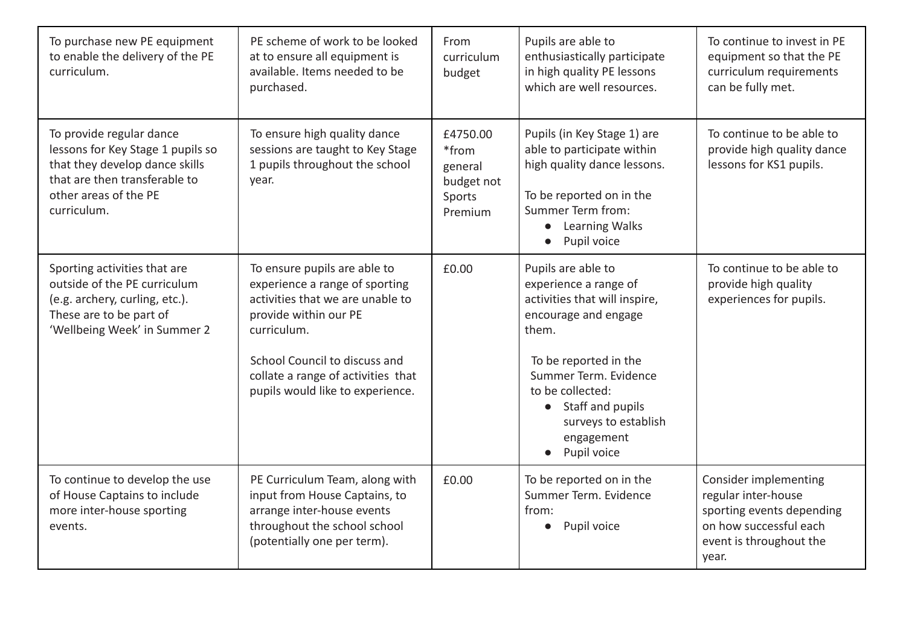| | | | | |
|---|---|---|---|---|
| To purchase new PE equipment to enable the delivery of the PE curriculum. | PE scheme of work to be looked at to ensure all equipment is available. Items needed to be purchased. | From curriculum budget | Pupils are able to enthusiastically participate in high quality PE lessons which are well resources. | To continue to invest in PE equipment so that the PE curriculum requirements can be fully met. |
| To provide regular dance lessons for Key Stage 1 pupils so that they develop dance skills that are then transferable to other areas of the PE curriculum. | To ensure high quality dance sessions are taught to Key Stage 1 pupils throughout the school year. | £4750.00 *from general budget not Sports Premium | Pupils (in Key Stage 1) are able to participate within high quality dance lessons.<br><br>To be reported on in the Summer Term from:<br>• Learning Walks<br>• Pupil voice | To continue to be able to provide high quality dance lessons for KS1 pupils. |
| Sporting activities that are outside of the PE curriculum (e.g. archery, curling, etc.). These are to be part of 'Wellbeing Week' in Summer 2 | To ensure pupils are able to experience a range of sporting activities that we are unable to provide within our PE curriculum.<br><br>School Council to discuss and collate a range of activities that pupils would like to experience. | £0.00 | Pupils are able to experience a range of activities that will inspire, encourage and engage them.<br><br>To be reported in the Summer Term. Evidence to be collected:<br>• Staff and pupils surveys to establish engagement<br>• Pupil voice | To continue to be able to provide high quality experiences for pupils. |
| To continue to develop the use of House Captains to include more inter-house sporting events. | PE Curriculum Team, along with input from House Captains, to arrange inter-house events throughout the school school (potentially one per term). | £0.00 | To be reported on in the Summer Term. Evidence from:<br>• Pupil voice | Consider implementing regular inter-house sporting events depending on how successful each event is throughout the year. |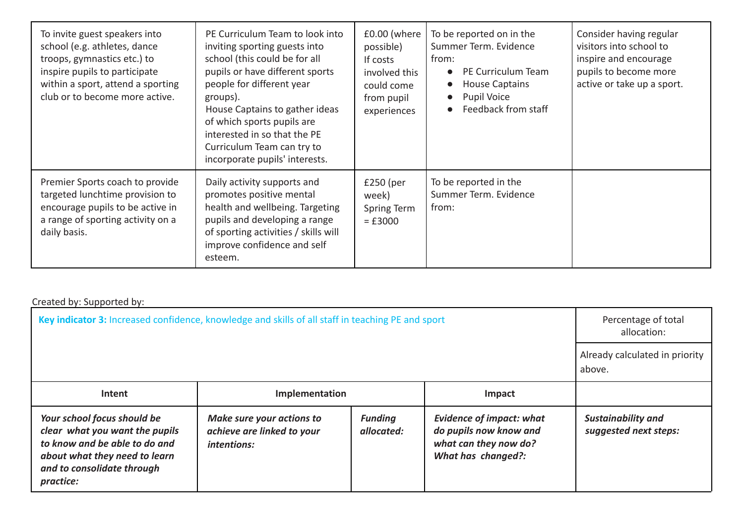| | | | | |
|---|---|---|---|---|
| To invite guest speakers into school (e.g. athletes, dance troops, gymnastics etc.) to inspire pupils to participate within a sport, attend a sporting club or to become more active. | PE Curriculum Team to look into inviting sporting guests into school (this could be for all pupils or have different sports people for different year groups).<br>House Captains to gather ideas of which sports pupils are interested in so that the PE Curriculum Team can try to incorporate pupils' interests. | £0.00 (where possible)<br>If costs involved this could come from pupil experiences | To be reported on in the Summer Term. Evidence from:<br>● PE Curriculum Team<br>● House Captains<br>● Pupil Voice<br>● Feedback from staff | Consider having regular visitors into school to inspire and encourage pupils to become more active or take up a sport. |
| Premier Sports coach to provide targeted lunchtime provision to encourage pupils to be active in a range of sporting activity on a daily basis. | Daily activity supports and promotes positive mental health and wellbeing. Targeting pupils and developing a range of sporting activities / skills will improve confidence and self esteem. | £250 (per week)<br>Spring Term = £3000 | To be reported in the Summer Term. Evidence from: | |

Created by: Supported by:

| **Key indicator 3:** Increased confidence, knowledge and skills of all staff in teaching PE and sport | | | | Percentage of total allocation: |
|---|---|---|---|---|
| | | | | Already calculated in priority above. |
| **Intent** | **Implementation** | | **Impact** | |
| ***Your school focus should be clear what you want the pupils to know and be able to do and about what they need to learn and to consolidate through practice:*** | ***Make sure your actions to achieve are linked to your intentions:*** | ***Funding allocated:*** | ***Evidence of impact: what do pupils now know and what can they now do? What has changed?:*** | ***Sustainability and suggested next steps:*** |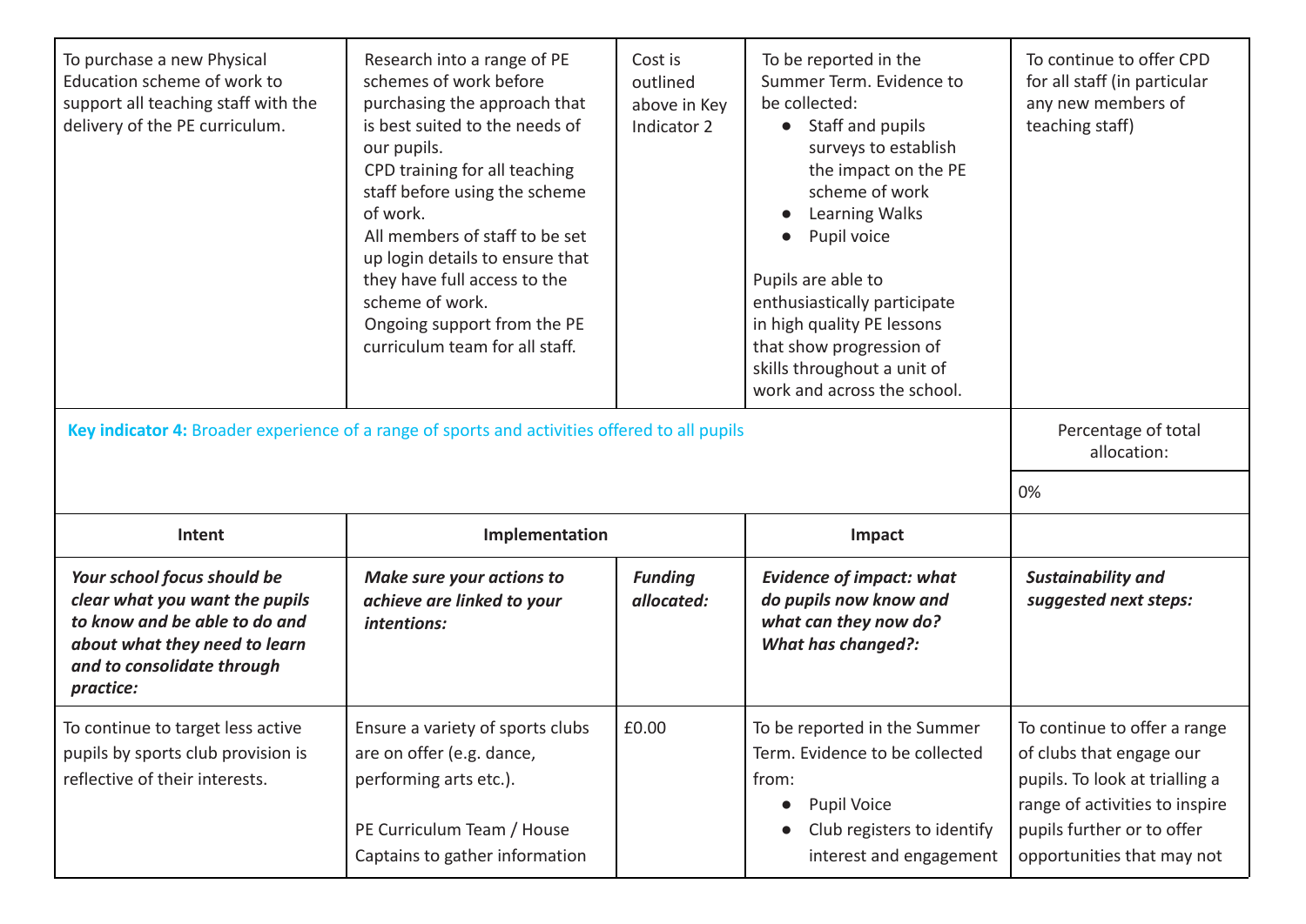| | | | | |
|---|---|---|---|---|
| To purchase a new Physical Education scheme of work to support all teaching staff with the delivery of the PE curriculum. | Research into a range of PE schemes of work before purchasing the approach that is best suited to the needs of our pupils.<br>CPD training for all teaching staff before using the scheme of work.<br>All members of staff to be set up login details to ensure that they have full access to the scheme of work.<br>Ongoing support from the PE curriculum team for all staff. | Cost is outlined above in Key Indicator 2 | To be reported in the Summer Term. Evidence to be collected:<br>• Staff and pupils surveys to establish the impact on the PE scheme of work<br>• Learning Walks<br>• Pupil voice<br><br>Pupils are able to enthusiastically participate in high quality PE lessons that show progression of skills throughout a unit of work and across the school. | To continue to offer CPD for all staff (in particular any new members of teaching staff) |

| | | | | |
|---|---|---|---|---|
| **Key indicator 4:** Broader experience of a range of sports and activities offered to all pupils | | | | Percentage of total allocation: |
| | | | | 0% |
| **Intent** | **Implementation** | | **Impact** | |
| ***Your school focus should be clear what you want the pupils to know and be able to do and about what they need to learn and to consolidate through practice:*** | ***Make sure your actions to achieve are linked to your intentions:*** | ***Funding allocated:*** | ***Evidence of impact: what do pupils now know and what can they now do? What has changed?:*** | ***Sustainability and suggested next steps:*** |
| To continue to target less active pupils by sports club provision is reflective of their interests. | Ensure a variety of sports clubs are on offer (e.g. dance, performing arts etc.).<br><br>PE Curriculum Team / House Captains to gather information | £0.00 | To be reported in the Summer Term. Evidence to be collected from:<br>• Pupil Voice<br>• Club registers to identify interest and engagement | To continue to offer a range of clubs that engage our pupils. To look at trialling a range of activities to inspire pupils further or to offer opportunities that may not |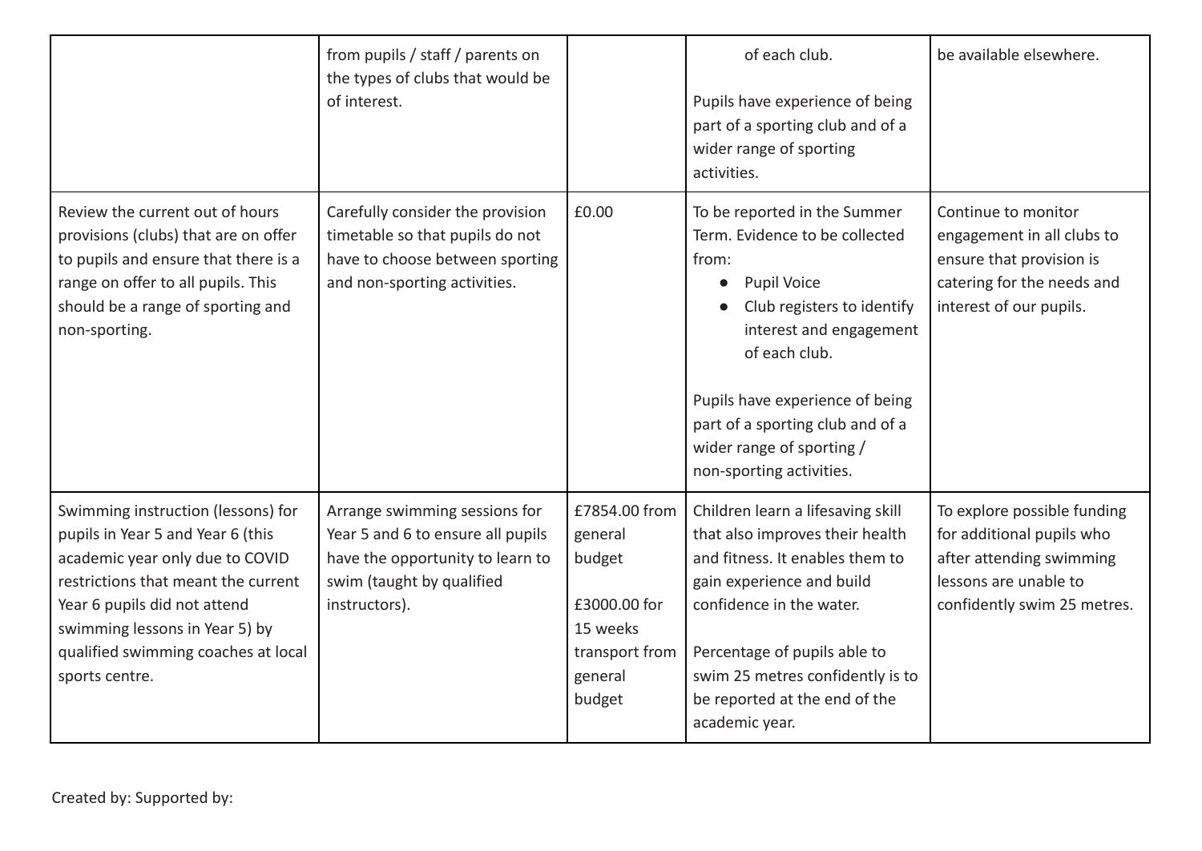| | | | | |
|---|---|---|---|---|
| | from pupils / staff / parents on the types of clubs that would be of interest. | | of each club.<br><br>Pupils have experience of being part of a sporting club and of a wider range of sporting activities. | be available elsewhere. |
| Review the current out of hours provisions (clubs) that are on offer to pupils and ensure that there is a range on offer to all pupils. This should be a range of sporting and non-sporting. | Carefully consider the provision timetable so that pupils do not have to choose between sporting and non-sporting activities. | £0.00 | To be reported in the Summer Term. Evidence to be collected from:<br>• Pupil Voice<br>• Club registers to identify interest and engagement of each club.<br><br>Pupils have experience of being part of a sporting club and of a wider range of sporting / non-sporting activities. | Continue to monitor engagement in all clubs to ensure that provision is catering for the needs and interest of our pupils. |
| Swimming instruction (lessons) for pupils in Year 5 and Year 6 (this academic year only due to COVID restrictions that meant the current Year 6 pupils did not attend swimming lessons in Year 5) by qualified swimming coaches at local sports centre. | Arrange swimming sessions for Year 5 and 6 to ensure all pupils have the opportunity to learn to swim (taught by qualified instructors). | £7854.00 from general budget<br><br>£3000.00 for 15 weeks transport from general budget | Children learn a lifesaving skill that also improves their health and fitness. It enables them to gain experience and build confidence in the water.<br><br>Percentage of pupils able to swim 25 metres confidently is to be reported at the end of the academic year. | To explore possible funding for additional pupils who after attending swimming lessons are unable to confidently swim 25 metres. |

Created by: Supported by: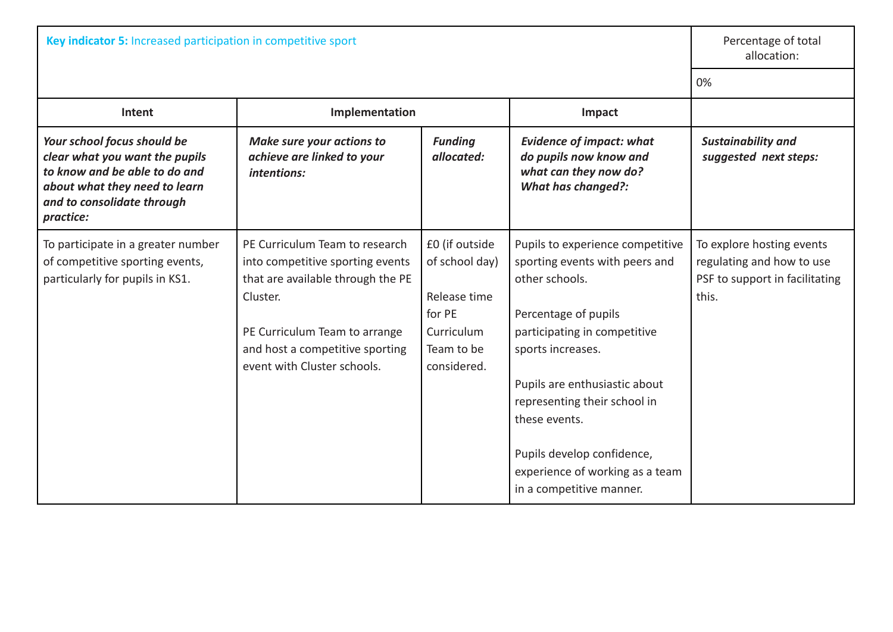| **Key indicator 5:** Increased participation in competitive sport | | | | Percentage of total allocation: |
|---|---|---|---|---|
| | | | | 0% |
| **Intent** | **Implementation** | | **Impact** | |
| ***Your school focus should be clear what you want the pupils to know and be able to do and about what they need to learn and to consolidate through practice:*** | ***Make sure your actions to achieve are linked to your intentions:*** | ***Funding allocated:*** | ***Evidence of impact: what do pupils now know and what can they now do? What has changed?:*** | ***Sustainability and suggested next steps:*** |
| To participate in a greater number of competitive sporting events, particularly for pupils in KS1. | PE Curriculum Team to research into competitive sporting events that are available through the PE Cluster.<br><br>PE Curriculum Team to arrange and host a competitive sporting event with Cluster schools. | £0 (if outside of school day)<br><br>Release time for PE Curriculum Team to be considered. | Pupils to experience competitive sporting events with peers and other schools.<br><br>Percentage of pupils participating in competitive sports increases.<br><br>Pupils are enthusiastic about representing their school in these events.<br><br>Pupils develop confidence, experience of working as a team in a competitive manner. | To explore hosting events regulating and how to use PSF to support in facilitating this. |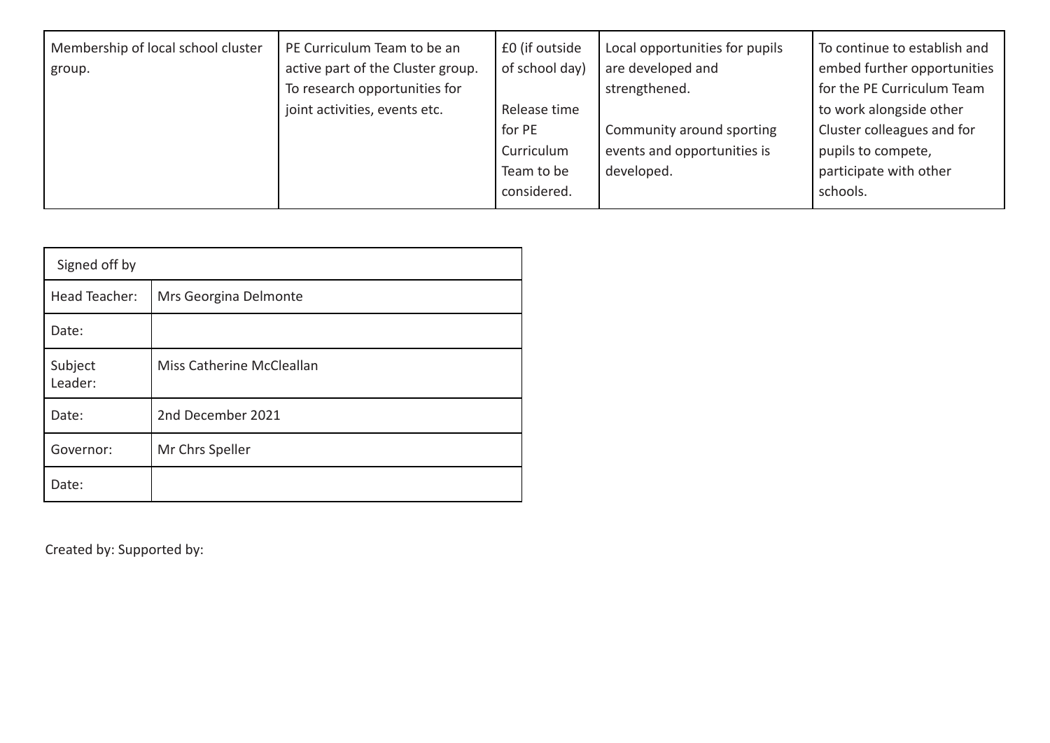| | | | | |
|---|---|---|---|---|
| Membership of local school cluster group. | PE Curriculum Team to be an active part of the Cluster group. To research opportunities for joint activities, events etc. | £0 (if outside of school day)<br><br>Release time for PE Curriculum Team to be considered. | Local opportunities for pupils are developed and strengthened.<br><br>Community around sporting events and opportunities is developed. | To continue to establish and embed further opportunities for the PE Curriculum Team to work alongside other Cluster colleagues and for pupils to compete, participate with other schools. |

| Signed off by | |
|---|---|
| Head Teacher: | Mrs Georgina Delmonte |
| Date: | |
| Subject Leader: | Miss Catherine McCleallan |
| Date: | 2nd December 2021 |
| Governor: | Mr Chrs Speller |
| Date: | |

Created by: Supported by: